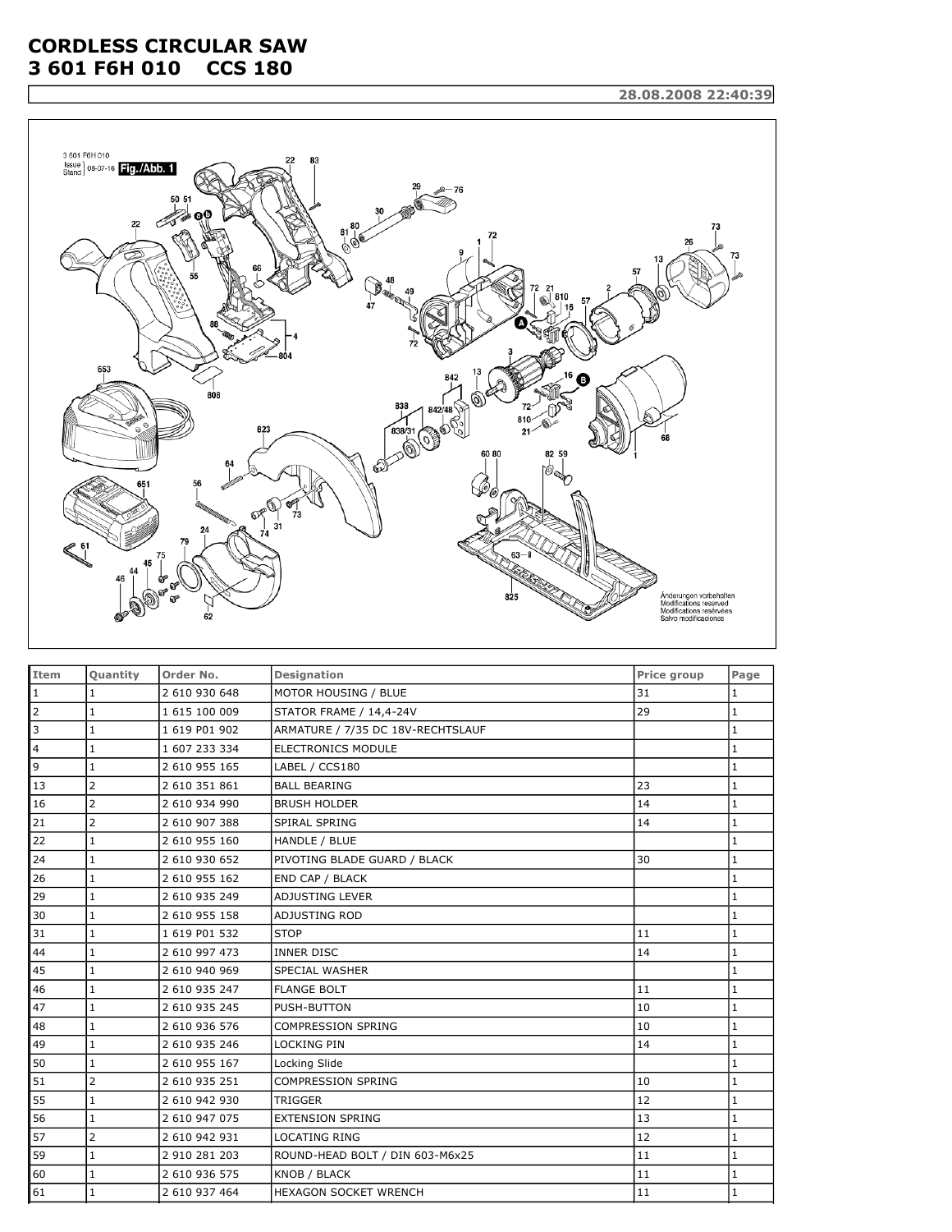# CORDLESS CIRCULAR SAW
# 3 601 F6H 010 CCS 180

28.08.2008 22:40:39

| Item | Quantity | Order No. | Designation | Price group | Page |
|---|---|---|---|---|---|
| 1 | 1 | 2 610 930 648 | MOTOR HOUSING / BLUE | 31 | 1 |
| 2 | 1 | 1 615 100 009 | STATOR FRAME / 14,4-24V | 29 | 1 |
| 3 | 1 | 1 619 P01 902 | ARMATURE / 7/35 DC 18V-RECHTSLAUF | | 1 |
| 4 | 1 | 1 607 233 334 | ELECTRONICS MODULE | | 1 |
| 9 | 1 | 2 610 955 165 | LABEL / CCS180 | | 1 |
| 13 | 2 | 2 610 351 861 | BALL BEARING | 23 | 1 |
| 16 | 2 | 2 610 934 990 | BRUSH HOLDER | 14 | 1 |
| 21 | 2 | 2 610 907 388 | SPIRAL SPRING | 14 | 1 |
| 22 | 1 | 2 610 955 160 | HANDLE / BLUE | | 1 |
| 24 | 1 | 2 610 930 652 | PIVOTING BLADE GUARD / BLACK | 30 | 1 |
| 26 | 1 | 2 610 955 162 | END CAP / BLACK | | 1 |
| 29 | 1 | 2 610 935 249 | ADJUSTING LEVER | | 1 |
| 30 | 1 | 2 610 955 158 | ADJUSTING ROD | | 1 |
| 31 | 1 | 1 619 P01 532 | STOP | 11 | 1 |
| 44 | 1 | 2 610 997 473 | INNER DISC | 14 | 1 |
| 45 | 1 | 2 610 940 969 | SPECIAL WASHER | | 1 |
| 46 | 1 | 2 610 935 247 | FLANGE BOLT | 11 | 1 |
| 47 | 1 | 2 610 935 245 | PUSH-BUTTON | 10 | 1 |
| 48 | 1 | 2 610 936 576 | COMPRESSION SPRING | 10 | 1 |
| 49 | 1 | 2 610 935 246 | LOCKING PIN | 14 | 1 |
| 50 | 1 | 2 610 955 167 | Locking Slide | | 1 |
| 51 | 2 | 2 610 935 251 | COMPRESSION SPRING | 10 | 1 |
| 55 | 1 | 2 610 942 930 | TRIGGER | 12 | 1 |
| 56 | 1 | 2 610 947 075 | EXTENSION SPRING | 13 | 1 |
| 57 | 2 | 2 610 942 931 | LOCATING RING | 12 | 1 |
| 59 | 1 | 2 910 281 203 | ROUND-HEAD BOLT / DIN 603-M6x25 | 11 | 1 |
| 60 | 1 | 2 610 936 575 | KNOB / BLACK | 11 | 1 |
| 61 | 1 | 2 610 937 464 | HEXAGON SOCKET WRENCH | 11 | 1 |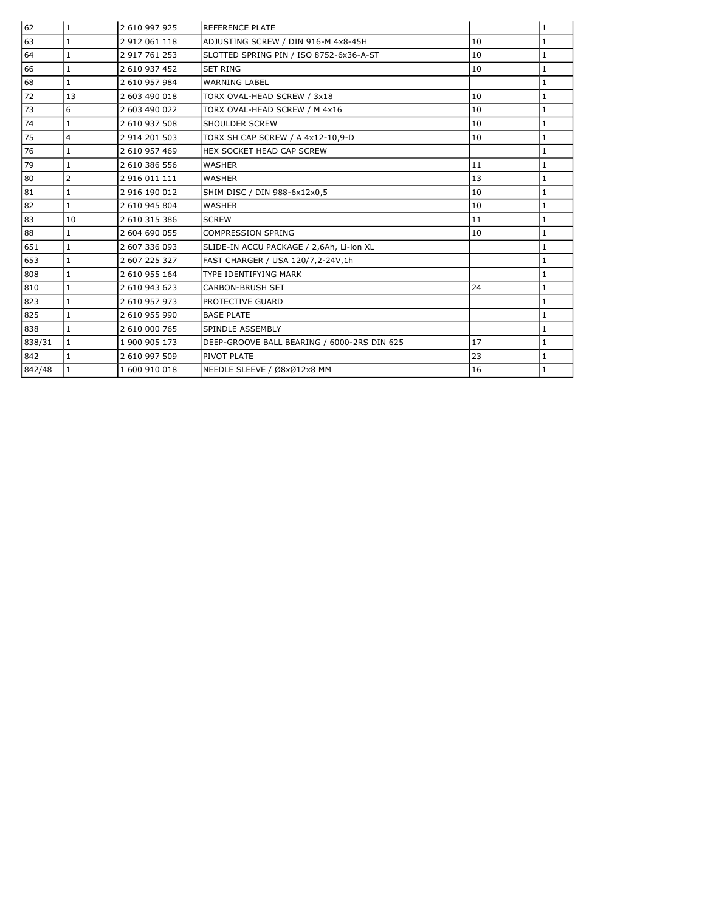| | | | | | |
|---|---|---|---|---|---|
| 62 | 1 | 2 610 997 925 | REFERENCE PLATE | | 1 |
| 63 | 1 | 2 912 061 118 | ADJUSTING SCREW / DIN 916-M 4x8-45H | 10 | 1 |
| 64 | 1 | 2 917 761 253 | SLOTTED SPRING PIN / ISO 8752-6x36-A-ST | 10 | 1 |
| 66 | 1 | 2 610 937 452 | SET RING | 10 | 1 |
| 68 | 1 | 2 610 957 984 | WARNING LABEL | | 1 |
| 72 | 13 | 2 603 490 018 | TORX OVAL-HEAD SCREW / 3x18 | 10 | 1 |
| 73 | 6 | 2 603 490 022 | TORX OVAL-HEAD SCREW / M 4x16 | 10 | 1 |
| 74 | 1 | 2 610 937 508 | SHOULDER SCREW | 10 | 1 |
| 75 | 4 | 2 914 201 503 | TORX SH CAP SCREW / A 4x12-10,9-D | 10 | 1 |
| 76 | 1 | 2 610 957 469 | HEX SOCKET HEAD CAP SCREW | | 1 |
| 79 | 1 | 2 610 386 556 | WASHER | 11 | 1 |
| 80 | 2 | 2 916 011 111 | WASHER | 13 | 1 |
| 81 | 1 | 2 916 190 012 | SHIM DISC / DIN 988-6x12x0,5 | 10 | 1 |
| 82 | 1 | 2 610 945 804 | WASHER | 10 | 1 |
| 83 | 10 | 2 610 315 386 | SCREW | 11 | 1 |
| 88 | 1 | 2 604 690 055 | COMPRESSION SPRING | 10 | 1 |
| 651 | 1 | 2 607 336 093 | SLIDE-IN ACCU PACKAGE / 2,6Ah, Li-Ion XL | | 1 |
| 653 | 1 | 2 607 225 327 | FAST CHARGER / USA 120/7,2-24V,1h | | 1 |
| 808 | 1 | 2 610 955 164 | TYPE IDENTIFYING MARK | | 1 |
| 810 | 1 | 2 610 943 623 | CARBON-BRUSH SET | 24 | 1 |
| 823 | 1 | 2 610 957 973 | PROTECTIVE GUARD | | 1 |
| 825 | 1 | 2 610 955 990 | BASE PLATE | | 1 |
| 838 | 1 | 2 610 000 765 | SPINDLE ASSEMBLY | | 1 |
| 838/31 | 1 | 1 900 905 173 | DEEP-GROOVE BALL BEARING / 6000-2RS DIN 625 | 17 | 1 |
| 842 | 1 | 2 610 997 509 | PIVOT PLATE | 23 | 1 |
| 842/48 | 1 | 1 600 910 018 | NEEDLE SLEEVE / Ø8xØ12x8 MM | 16 | 1 |